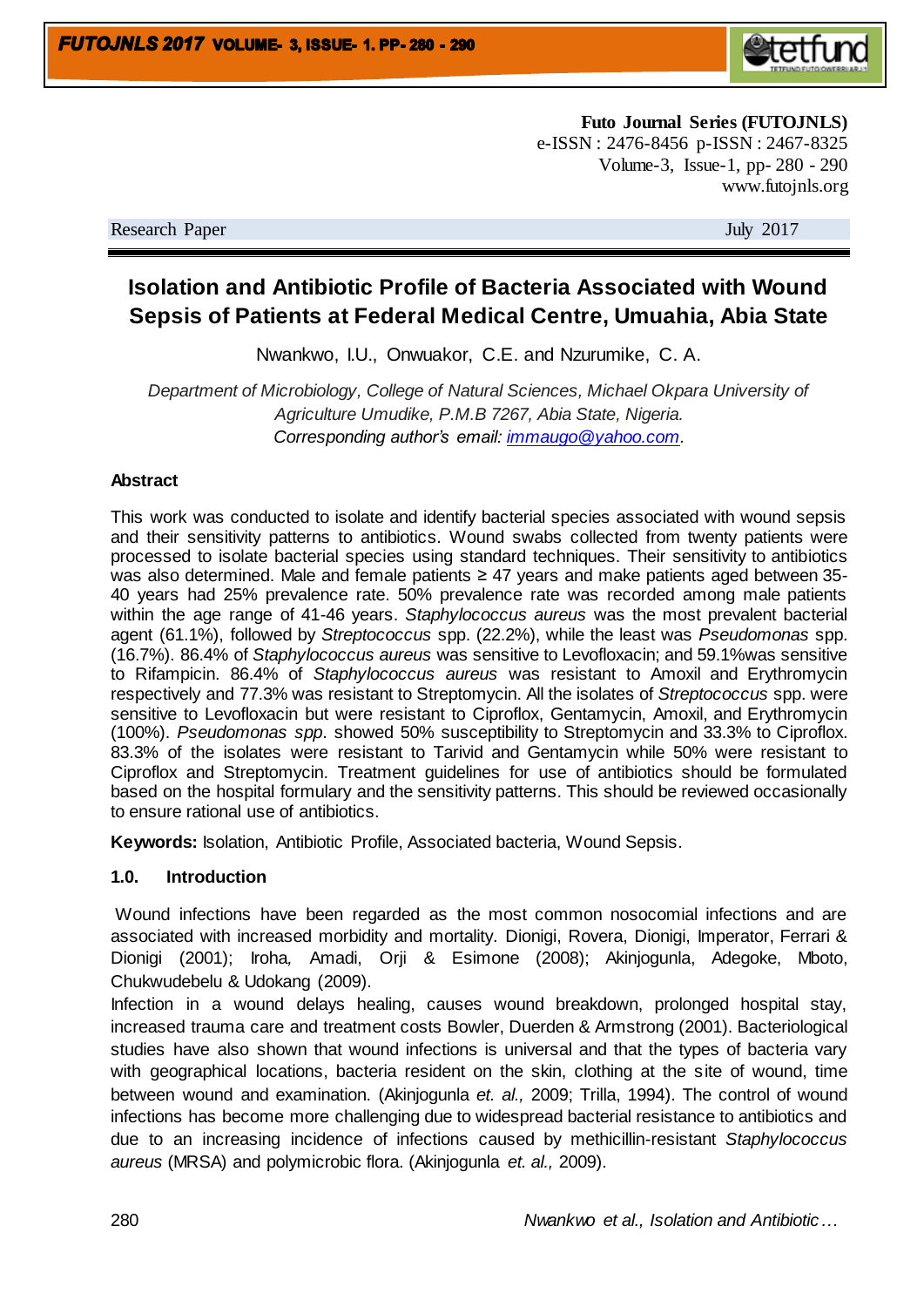Futo Journal Series (FUTOJNLS)
e-ISSN : 2476-8456 p-ISSN : 2467-8325
Volume-3, Issue-1, pp- 280 - 290
www.futojnls.org

Research Paper July 2017

# Isolation and Antibiotic Profile of Bacteria Associated with Wound Sepsis of Patients at Federal Medical Centre, Umuahia, Abia State

Nwankwo, I.U., Onwuakor, C.E. and Nzurumike, C. A.

*Department of Microbiology, College of Natural Sciences, Michael Okpara University of Agriculture Umudike, P.M.B 7267, Abia State, Nigeria.*
*Corresponding author's email: immaugo@yahoo.com.*

## Abstract

This work was conducted to isolate and identify bacterial species associated with wound sepsis and their sensitivity patterns to antibiotics. Wound swabs collected from twenty patients were processed to isolate bacterial species using standard techniques. Their sensitivity to antibiotics was also determined. Male and female patients ≥ 47 years and make patients aged between 35-40 years had 25% prevalence rate. 50% prevalence rate was recorded among male patients within the age range of 41-46 years. *Staphylococcus aureus* was the most prevalent bacterial agent (61.1%), followed by *Streptococcus* spp. (22.2%), while the least was *Pseudomonas* spp. (16.7%). 86.4% of *Staphylococcus aureus* was sensitive to Levofloxacin; and 59.1%was sensitive to Rifampicin. 86.4% of *Staphylococcus aureus* was resistant to Amoxil and Erythromycin respectively and 77.3% was resistant to Streptomycin. All the isolates of *Streptococcus* spp. were sensitive to Levofloxacin but were resistant to Ciproflox, Gentamycin, Amoxil, and Erythromycin (100%). *Pseudomonas spp*. showed 50% susceptibility to Streptomycin and 33.3% to Ciproflox. 83.3% of the isolates were resistant to Tarivid and Gentamycin while 50% were resistant to Ciproflox and Streptomycin. Treatment guidelines for use of antibiotics should be formulated based on the hospital formulary and the sensitivity patterns. This should be reviewed occasionally to ensure rational use of antibiotics.

**Keywords:** Isolation, Antibiotic Profile, Associated bacteria, Wound Sepsis.

## 1.0. Introduction

Wound infections have been regarded as the most common nosocomial infections and are associated with increased morbidity and mortality. Dionigi, Rovera, Dionigi, Imperator, Ferrari & Dionigi (2001); Iroha, Amadi, Orji & Esimone (2008); Akinjogunla, Adegoke, Mboto, Chukwudebelu & Udokang (2009).

Infection in a wound delays healing, causes wound breakdown, prolonged hospital stay, increased trauma care and treatment costs Bowler, Duerden & Armstrong (2001). Bacteriological studies have also shown that wound infections is universal and that the types of bacteria vary with geographical locations, bacteria resident on the skin, clothing at the site of wound, time between wound and examination. (Akinjogunla *et. al.,* 2009; Trilla, 1994). The control of wound infections has become more challenging due to widespread bacterial resistance to antibiotics and due to an increasing incidence of infections caused by methicillin-resistant *Staphylococcus aureus* (MRSA) and polymicrobic flora. (Akinjogunla *et. al.,* 2009).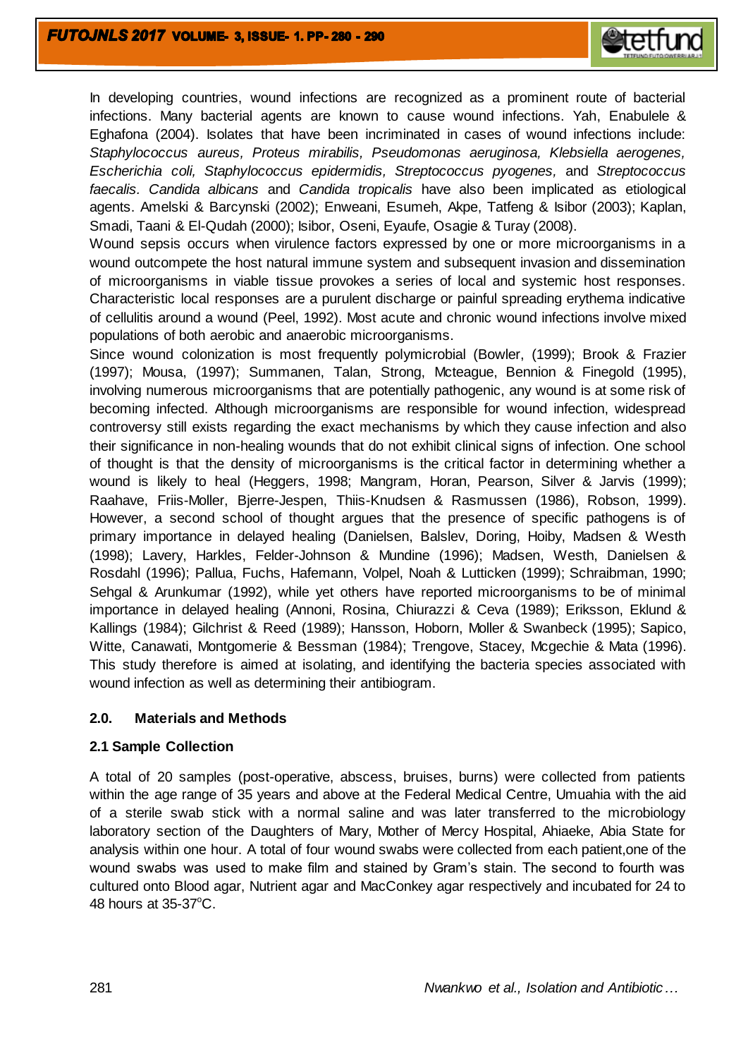In developing countries, wound infections are recognized as a prominent route of bacterial infections. Many bacterial agents are known to cause wound infections. Yah, Enabulele & Eghafona (2004). Isolates that have been incriminated in cases of wound infections include: *Staphylococcus aureus, Proteus mirabilis, Pseudomonas aeruginosa, Klebsiella aerogenes, Escherichia coli, Staphylococcus epidermidis, Streptococcus pyogenes,* and *Streptococcus faecalis. Candida albicans* and *Candida tropicalis* have also been implicated as etiological agents. Amelski & Barcynski (2002); Enweani, Esumeh, Akpe, Tatfeng & Isibor (2003); Kaplan, Smadi, Taani & El-Qudah (2000); Isibor, Oseni, Eyaufe, Osagie & Turay (2008).

Wound sepsis occurs when virulence factors expressed by one or more microorganisms in a wound outcompete the host natural immune system and subsequent invasion and dissemination of microorganisms in viable tissue provokes a series of local and systemic host responses. Characteristic local responses are a purulent discharge or painful spreading erythema indicative of cellulitis around a wound (Peel, 1992). Most acute and chronic wound infections involve mixed populations of both aerobic and anaerobic microorganisms.

Since wound colonization is most frequently polymicrobial (Bowler, (1999); Brook & Frazier (1997); Mousa, (1997); Summanen, Talan, Strong, Mcteague, Bennion & Finegold (1995), involving numerous microorganisms that are potentially pathogenic, any wound is at some risk of becoming infected. Although microorganisms are responsible for wound infection, widespread controversy still exists regarding the exact mechanisms by which they cause infection and also their significance in non-healing wounds that do not exhibit clinical signs of infection. One school of thought is that the density of microorganisms is the critical factor in determining whether a wound is likely to heal (Heggers, 1998; Mangram, Horan, Pearson, Silver & Jarvis (1999); Raahave, Friis-Moller, Bjerre-Jespen, Thiis-Knudsen & Rasmussen (1986), Robson, 1999). However, a second school of thought argues that the presence of specific pathogens is of primary importance in delayed healing (Danielsen, Balslev, Doring, Hoiby, Madsen & Westh (1998); Lavery, Harkles, Felder-Johnson & Mundine (1996); Madsen, Westh, Danielsen & Rosdahl (1996); Pallua, Fuchs, Hafemann, Volpel, Noah & Lutticken (1999); Schraibman, 1990; Sehgal & Arunkumar (1992), while yet others have reported microorganisms to be of minimal importance in delayed healing (Annoni, Rosina, Chiurazzi & Ceva (1989); Eriksson, Eklund & Kallings (1984); Gilchrist & Reed (1989); Hansson, Hoborn, Moller & Swanbeck (1995); Sapico, Witte, Canawati, Montgomerie & Bessman (1984); Trengove, Stacey, Mcgechie & Mata (1996). This study therefore is aimed at isolating, and identifying the bacteria species associated with wound infection as well as determining their antibiogram.

## 2.0. Materials and Methods

### 2.1 Sample Collection

A total of 20 samples (post-operative, abscess, bruises, burns) were collected from patients within the age range of 35 years and above at the Federal Medical Centre, Umuahia with the aid of a sterile swab stick with a normal saline and was later transferred to the microbiology laboratory section of the Daughters of Mary, Mother of Mercy Hospital, Ahiaeke, Abia State for analysis within one hour. A total of four wound swabs were collected from each patient,one of the wound swabs was used to make film and stained by Gram's stain. The second to fourth was cultured onto Blood agar, Nutrient agar and MacConkey agar respectively and incubated for 24 to 48 hours at 35-37$^oC$.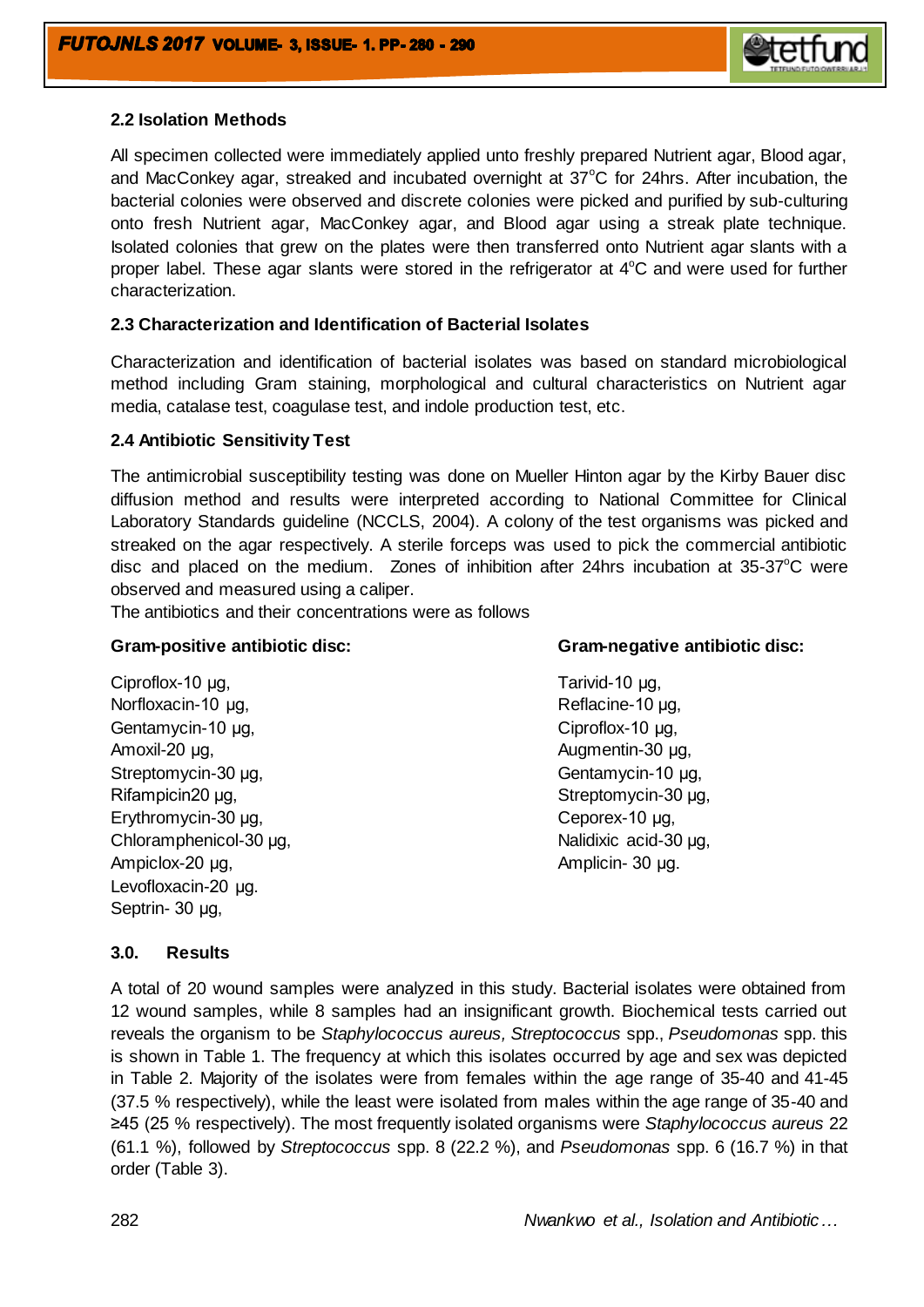### 2.2 Isolation Methods

All specimen collected were immediately applied unto freshly prepared Nutrient agar, Blood agar, and MacConkey agar, streaked and incubated overnight at 37°C for 24hrs. After incubation, the bacterial colonies were observed and discrete colonies were picked and purified by sub-culturing onto fresh Nutrient agar, MacConkey agar, and Blood agar using a streak plate technique. Isolated colonies that grew on the plates were then transferred onto Nutrient agar slants with a proper label. These agar slants were stored in the refrigerator at 4°C and were used for further characterization.

### 2.3 Characterization and Identification of Bacterial Isolates

Characterization and identification of bacterial isolates was based on standard microbiological method including Gram staining, morphological and cultural characteristics on Nutrient agar media, catalase test, coagulase test, and indole production test, etc.

### 2.4 Antibiotic Sensitivity Test

The antimicrobial susceptibility testing was done on Mueller Hinton agar by the Kirby Bauer disc diffusion method and results were interpreted according to National Committee for Clinical Laboratory Standards guideline (NCCLS, 2004). A colony of the test organisms was picked and streaked on the agar respectively. A sterile forceps was used to pick the commercial antibiotic disc and placed on the medium. Zones of inhibition after 24hrs incubation at 35-37°C were observed and measured using a caliper.

The antibiotics and their concentrations were as follows

**Gram-positive antibiotic disc:**

Ciproflox-10 µg,
Norfloxacin-10 µg,
Gentamycin-10 µg,
Amoxil-20 µg,
Streptomycin-30 µg,
Rifampicin20 µg,
Erythromycin-30 µg,
Chloramphenicol-30 µg,
Ampiclox-20 µg,
Levofloxacin-20 µg.
Septrin- 30 µg,

**Gram-negative antibiotic disc:**

Tarivid-10 µg,
Reflacine-10 µg,
Ciproflox-10 µg,
Augmentin-30 µg,
Gentamycin-10 µg,
Streptomycin-30 µg,
Ceporex-10 µg,
Nalidixic acid-30 µg,
Amplicin- 30 µg.

### 3.0. Results

A total of 20 wound samples were analyzed in this study. Bacterial isolates were obtained from 12 wound samples, while 8 samples had an insignificant growth. Biochemical tests carried out reveals the organism to be *Staphylococcus aureus, Streptococcus* spp., *Pseudomonas* spp. this is shown in Table 1. The frequency at which this isolates occurred by age and sex was depicted in Table 2. Majority of the isolates were from females within the age range of 35-40 and 41-45 (37.5 % respectively), while the least were isolated from males within the age range of 35-40 and ≥45 (25 % respectively). The most frequently isolated organisms were *Staphylococcus aureus* 22 (61.1 %), followed by *Streptococcus* spp. 8 (22.2 %), and *Pseudomonas* spp. 6 (16.7 %) in that order (Table 3).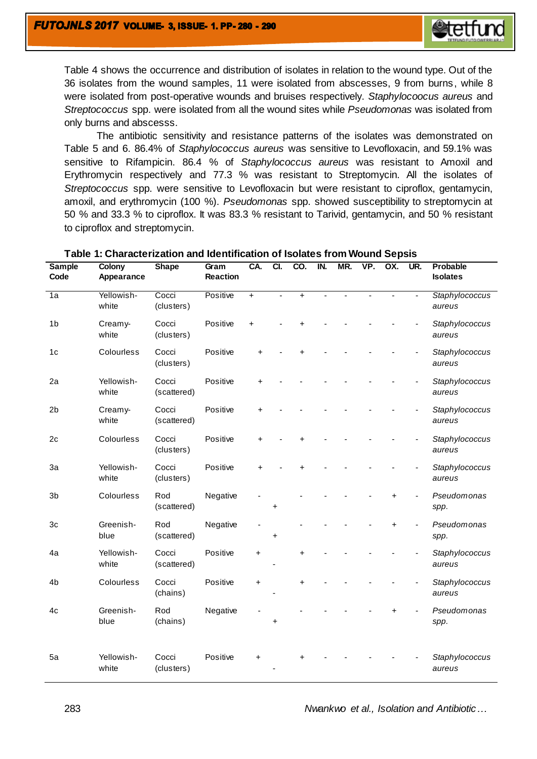Table 4 shows the occurrence and distribution of isolates in relation to the wound type. Out of the 36 isolates from the wound samples, 11 were isolated from abscesses, 9 from burns, while 8 were isolated from post-operative wounds and bruises respectively. *Staphylocoocus aureus* and *Streptococcus* spp. were isolated from all the wound sites while *Pseudomonas* was isolated from only burns and abscesss.

The antibiotic sensitivity and resistance patterns of the isolates was demonstrated on Table 5 and 6. 86.4% of *Staphylococcus aureus* was sensitive to Levofloxacin, and 59.1% was sensitive to Rifampicin. 86.4 % of *Staphylococcus aureus* was resistant to Amoxil and Erythromycin respectively and 77.3 % was resistant to Streptomycin. All the isolates of *Streptococcus* spp. were sensitive to Levofloxacin but were resistant to ciproflox, gentamycin, amoxil, and erythromycin (100 %). *Pseudomonas* spp. showed susceptibility to streptomycin at 50 % and 33.3 % to ciproflox. It was 83.3 % resistant to Tarivid, gentamycin, and 50 % resistant to ciproflox and streptomycin.

**Table 1: Characterization and Identification of Isolates from Wound Sepsis**

| Sample Code | Colony Appearance | Shape | Gram Reaction | CA. | CI. | CO. | IN. | MR. | VP. | OX. | UR. | Probable Isolates |
|---|---|---|---|---|---|---|---|---|---|---|---|---|
| 1a | Yellowish-white | Cocci (clusters) | Positive | + | - | + | - | - | - | - | - | *Staphylococcus aureus* |
| 1b | Creamy-white | Cocci (clusters) | Positive | + | - | + | - | - | - | - | - | *Staphylococcus aureus* |
| 1c | Colourless | Cocci (clusters) | Positive | + | - | + | - | - | - | - | - | *Staphylococcus aureus* |
| 2a | Yellowish-white | Cocci (scattered) | Positive | + | - | - | - | - | - | - | - | *Staphylococcus aureus* |
| 2b | Creamy-white | Cocci (scattered) | Positive | + | - | - | - | - | - | - | - | *Staphylococcus aureus* |
| 2c | Colourless | Cocci (clusters) | Positive | + | - | + | - | - | - | - | - | *Staphylococcus aureus* |
| 3a | Yellowish-white | Cocci (clusters) | Positive | + | - | + | - | - | - | - | - | *Staphylococcus aureus* |
| 3b | Colourless | Rod (scattered) | Negative | - | + | - | - | - | - | + | - | *Pseudomonas spp.* |
| 3c | Greenish-blue | Rod (scattered) | Negative | - | + | - | - | - | - | + | - | *Pseudomonas spp.* |
| 4a | Yellowish-white | Cocci (scattered) | Positive | + | - | + | - | - | - | - | - | *Staphylococcus aureus* |
| 4b | Colourless | Cocci (chains) | Positive | + | - | + | - | - | - | - | - | *Staphylococcus aureus* |
| 4c | Greenish-blue | Rod (chains) | Negative | - | + | - | - | - | - | + | - | *Pseudomonas spp.* |
| 5a | Yellowish-white | Cocci (clusters) | Positive | + | - | + | - | - | - | - | - | *Staphylococcus aureus* |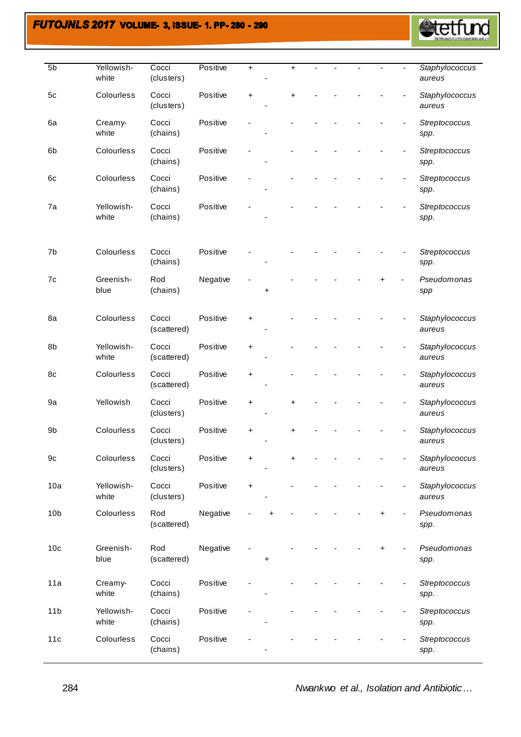| | | | | | | | | | | | | |
|---|---|---|---|---|---|---|---|---|---|---|---|---|
| 5b | Yellowish-white | Cocci (clusters) | Positive | + | - | + | - | - | - | - | - | *Staphylococcus aureus* |
| 5c | Colourless | Cocci (clusters) | Positive | + | - | + | - | - | - | - | - | *Staphylococcus aureus* |
| 6a | Creamy-white | Cocci (chains) | Positive | - | - | - | - | - | - | - | - | *Streptococcus spp.* |
| 6b | Colourless | Cocci (chains) | Positive | - | - | - | - | - | - | - | - | *Streptococcus spp.* |
| 6c | Colourless | Cocci (chains) | Positive | - | - | - | - | - | - | - | - | *Streptococcus spp.* |
| 7a | Yellowish-white | Cocci (chains) | Positive | - | - | - | - | - | - | - | - | *Streptococcus spp.* |
| 7b | Colourless | Cocci (chains) | Positive | - | - | - | - | - | - | - | - | *Streptococcus spp.* |
| 7c | Greenish-blue | Rod (chains) | Negative | - | + | - | - | - | - | + | - | *Pseudomonas spp* |
| 8a | Colourless | Cocci (scattered) | Positive | + | - | - | - | - | - | - | - | *Staphylococcus aureus* |
| 8b | Yellowish-white | Cocci (scattered) | Positive | + | - | - | - | - | - | - | - | *Staphylococcus aureus* |
| 8c | Colourless | Cocci (scattered) | Positive | + | - | - | - | - | - | - | - | *Staphylococcus aureus* |
| 9a | Yellowish | Cocci (clusters) | Positive | + | - | + | - | - | - | - | - | *Staphylococcus aureus* |
| 9b | Colourless | Cocci (clusters) | Positive | + | - | + | - | - | - | - | - | *Staphylococcus aureus* |
| 9c | Colourless | Cocci (clusters) | Positive | + | - | + | - | - | - | - | - | *Staphylococcus aureus* |
| 10a | Yellowish-white | Cocci (clusters) | Positive | + | - | - | - | - | - | - | - | *Staphylococcus aureus* |
| 10b | Colourless | Rod (scattered) | Negative | - | + | - | - | - | - | + | - | *Pseudomonas spp.* |
| 10c | Greenish-blue | Rod (scattered) | Negative | - | + | - | - | - | - | + | - | *Pseudomonas spp.* |
| 11a | Creamy-white | Cocci (chains) | Positive | - | - | - | - | - | - | - | - | *Streptococcus spp.* |
| 11b | Yellowish-white | Cocci (chains) | Positive | - | - | - | - | - | - | - | - | *Streptococcus spp.* |
| 11c | Colourless | Cocci (chains) | Positive | - | - | - | - | - | - | - | - | *Streptococcus spp.* |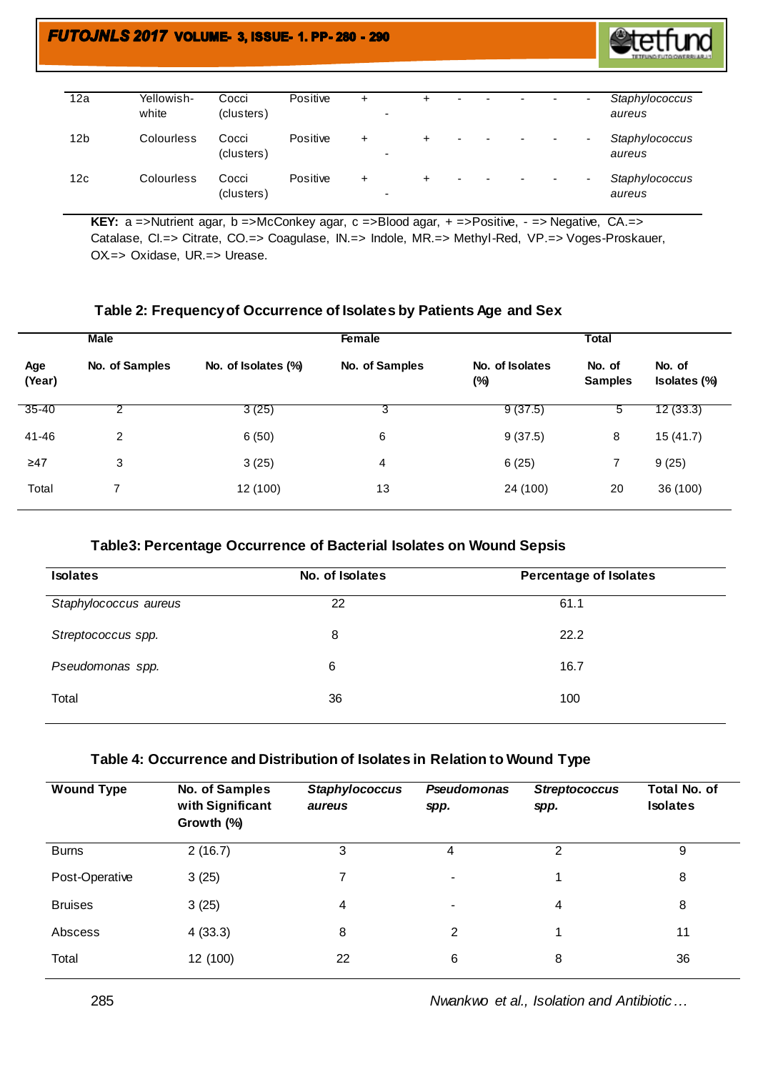| 12a | Yellowish-white | Cocci (clusters) | Positive | + | - | + | - | - | - | - | - | *Staphylococcus aureus* |
|---|---|---|---|---|---|---|---|---|---|---|---|---|
| 12b | Colourless | Cocci (clusters) | Positive | + | - | + | - | - | - | - | - | *Staphylococcus aureus* |
| 12c | Colourless | Cocci (clusters) | Positive | + | - | + | - | - | - | - | - | *Staphylococcus aureus* |

**KEY:** a =>Nutrient agar, b =>McConkey agar, c =>Blood agar, + =>Positive, - => Negative, CA.=> Catalase, CI.=> Citrate, CO.=> Coagulase, IN.=> Indole, MR.=> Methyl-Red, VP.=> Voges-Proskauer, OX.=> Oxidase, UR.=> Urease.

**Table 2: Frequency of Occurrence of Isolates by Patients Age and Sex**

| | Male | | Female | | Total | |
|---|---|---|---|---|---|---|
| **Age (Year)** | **No. of Samples** | **No. of Isolates (%)** | **No. of Samples** | **No. of Isolates (%)** | **No. of Samples** | **No. of Isolates (%)** |
| 35-40 | 2 | 3 (25) | 3 | 9 (37.5) | 5 | 12 (33.3) |
| 41-46 | 2 | 6 (50) | 6 | 9 (37.5) | 8 | 15 (41.7) |
| ≥47 | 3 | 3 (25) | 4 | 6 (25) | 7 | 9 (25) |
| Total | 7 | 12 (100) | 13 | 24 (100) | 20 | 36 (100) |

**Table3: Percentage Occurrence of Bacterial Isolates on Wound Sepsis**

| Isolates | No. of Isolates | Percentage of Isolates |
|---|---|---|
| *Staphylococcus aureus* | 22 | 61.1 |
| *Streptococcus spp.* | 8 | 22.2 |
| *Pseudomonas spp.* | 6 | 16.7 |
| Total | 36 | 100 |

**Table 4: Occurrence and Distribution of Isolates in Relation to Wound Type**

| Wound Type | No. of Samples with Significant Growth (%) | *Staphylococcus aureus* | *Pseudomonas spp.* | *Streptococcus spp.* | Total No. of Isolates |
|---|---|---|---|---|---|
| Burns | 2 (16.7) | 3 | 4 | 2 | 9 |
| Post-Operative | 3 (25) | 7 | - | 1 | 8 |
| Bruises | 3 (25) | 4 | - | 4 | 8 |
| Abscess | 4 (33.3) | 8 | 2 | 1 | 11 |
| Total | 12 (100) | 22 | 6 | 8 | 36 |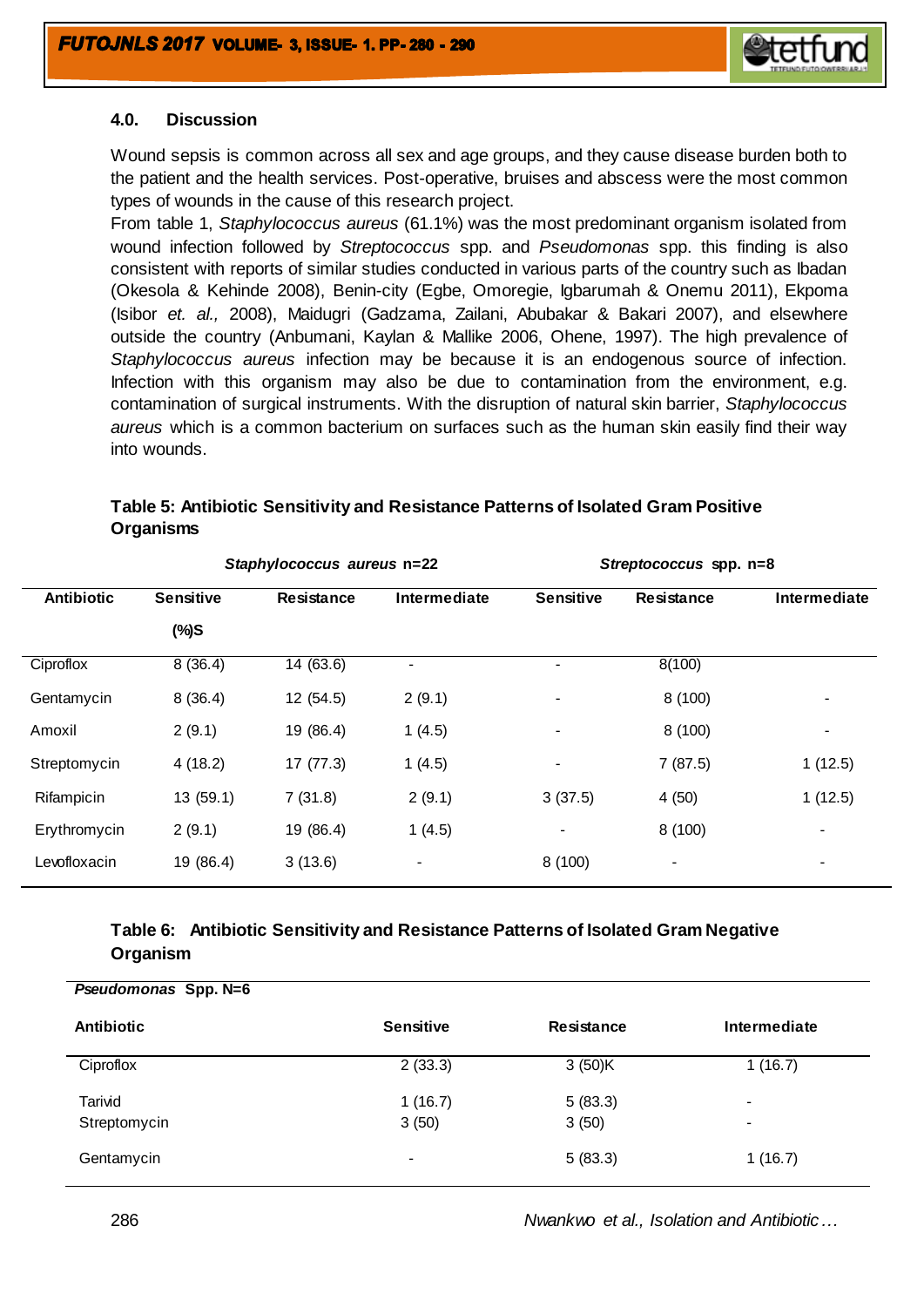## 4.0. Discussion

Wound sepsis is common across all sex and age groups, and they cause disease burden both to the patient and the health services. Post-operative, bruises and abscess were the most common types of wounds in the cause of this research project.

From table 1, *Staphylococcus aureus* (61.1%) was the most predominant organism isolated from wound infection followed by *Streptococcus* spp. and *Pseudomonas* spp. this finding is also consistent with reports of similar studies conducted in various parts of the country such as Ibadan (Okesola & Kehinde 2008), Benin-city (Egbe, Omoregie, Igbarumah & Onemu 2011), Ekpoma (Isibor *et. al.,* 2008), Maidugri (Gadzama, Zailani, Abubakar & Bakari 2007), and elsewhere outside the country (Anbumani, Kaylan & Mallike 2006, Ohene, 1997). The high prevalence of *Staphylococcus aureus* infection may be because it is an endogenous source of infection. Infection with this organism may also be due to contamination from the environment, e.g. contamination of surgical instruments. With the disruption of natural skin barrier, *Staphylococcus aureus* which is a common bacterium on surfaces such as the human skin easily find their way into wounds.

**Table 5: Antibiotic Sensitivity and Resistance Patterns of Isolated Gram Positive Organisms**

| | ***Staphylococcus aureus* n=22** | | | ***Streptococcus* spp. n=8** | | |
|---|---|---|---|---|---|---|
| **Antibiotic** | **Sensitive (%)S** | **Resistance** | **Intermediate** | **Sensitive** | **Resistance** | **Intermediate** |
| Ciproflox | 8 (36.4) | 14 (63.6) | - | - | 8(100) | |
| Gentamycin | 8 (36.4) | 12 (54.5) | 2 (9.1) | - | 8 (100) | - |
| Amoxil | 2 (9.1) | 19 (86.4) | 1 (4.5) | - | 8 (100) | - |
| Streptomycin | 4 (18.2) | 17 (77.3) | 1 (4.5) | - | 7 (87.5) | 1 (12.5) |
| Rifampicin | 13 (59.1) | 7 (31.8) | 2 (9.1) | 3 (37.5) | 4 (50) | 1 (12.5) |
| Erythromycin | 2 (9.1) | 19 (86.4) | 1 (4.5) | - | 8 (100) | - |
| Levofloxacin | 19 (86.4) | 3 (13.6) | - | 8 (100) | - | - |

**Table 6: Antibiotic Sensitivity and Resistance Patterns of Isolated Gram Negative Organism**

| ***Pseudomonas* Spp. N=6** | | | |
|---|---|---|---|
| **Antibiotic** | **Sensitive** | **Resistance** | **Intermediate** |
| Ciproflox | 2 (33.3) | 3 (50)K | 1 (16.7) |
| Tarivid | 1 (16.7) | 5 (83.3) | - |
| Streptomycin | 3 (50) | 3 (50) | - |
| Gentamycin | - | 5 (83.3) | 1 (16.7) |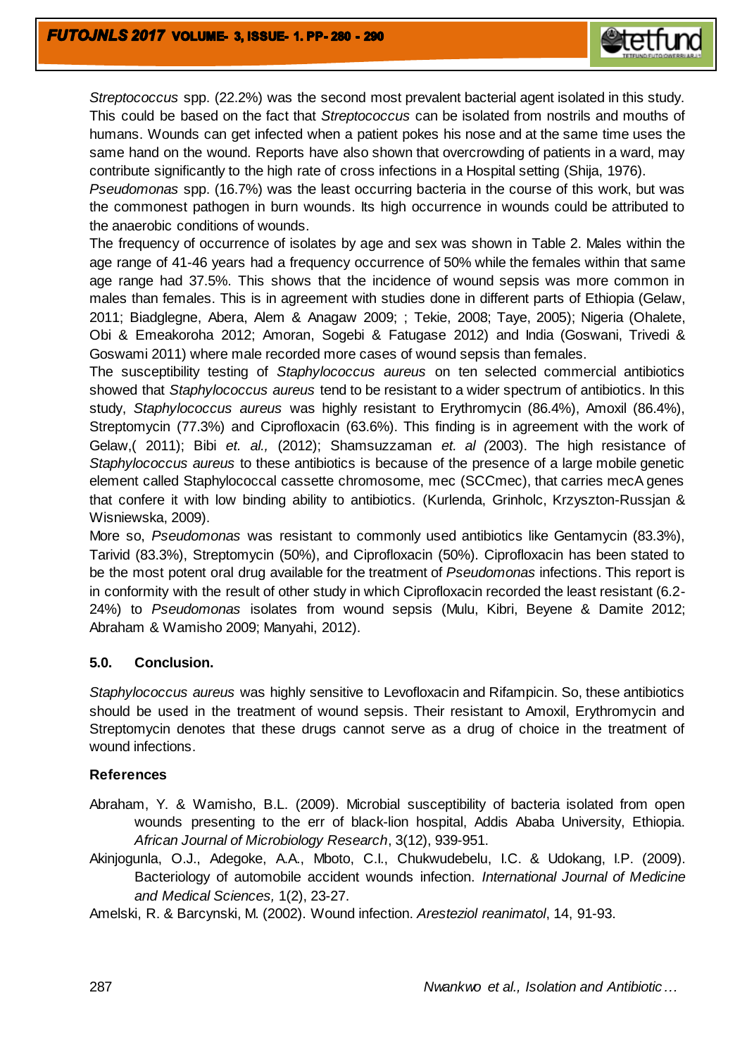*Streptococcus* spp. (22.2%) was the second most prevalent bacterial agent isolated in this study. This could be based on the fact that *Streptococcus* can be isolated from nostrils and mouths of humans. Wounds can get infected when a patient pokes his nose and at the same time uses the same hand on the wound. Reports have also shown that overcrowding of patients in a ward, may contribute significantly to the high rate of cross infections in a Hospital setting (Shija, 1976).

*Pseudomonas* spp. (16.7%) was the least occurring bacteria in the course of this work, but was the commonest pathogen in burn wounds. Its high occurrence in wounds could be attributed to the anaerobic conditions of wounds.

The frequency of occurrence of isolates by age and sex was shown in Table 2. Males within the age range of 41-46 years had a frequency occurrence of 50% while the females within that same age range had 37.5%. This shows that the incidence of wound sepsis was more common in males than females. This is in agreement with studies done in different parts of Ethiopia (Gelaw, 2011; Biadglegne, Abera, Alem & Anagaw 2009; ; Tekie, 2008; Taye, 2005); Nigeria (Ohalete, Obi & Emeakoroha 2012; Amoran, Sogebi & Fatugase 2012) and India (Goswani, Trivedi & Goswami 2011) where male recorded more cases of wound sepsis than females.

The susceptibility testing of *Staphylococcus aureus* on ten selected commercial antibiotics showed that *Staphylococcus aureus* tend to be resistant to a wider spectrum of antibiotics. In this study, *Staphylococcus aureus* was highly resistant to Erythromycin (86.4%), Amoxil (86.4%), Streptomycin (77.3%) and Ciprofloxacin (63.6%). This finding is in agreement with the work of Gelaw,( 2011); Bibi *et. al.,* (2012); Shamsuzzaman *et. al (*2003). The high resistance of *Staphylococcus aureus* to these antibiotics is because of the presence of a large mobile genetic element called Staphylococcal cassette chromosome, mec (SCCmec), that carries mecA genes that confere it with low binding ability to antibiotics. (Kurlenda, Grinholc, Krzyszton-Russjan & Wisniewska, 2009).

More so, *Pseudomonas* was resistant to commonly used antibiotics like Gentamycin (83.3%), Tarivid (83.3%), Streptomycin (50%), and Ciprofloxacin (50%). Ciprofloxacin has been stated to be the most potent oral drug available for the treatment of *Pseudomonas* infections. This report is in conformity with the result of other study in which Ciprofloxacin recorded the least resistant (6.2-24%) to *Pseudomonas* isolates from wound sepsis (Mulu, Kibri, Beyene & Damite 2012; Abraham & Wamisho 2009; Manyahi, 2012).

## 5.0. Conclusion.

*Staphylococcus aureus* was highly sensitive to Levofloxacin and Rifampicin. So, these antibiotics should be used in the treatment of wound sepsis. Their resistant to Amoxil, Erythromycin and Streptomycin denotes that these drugs cannot serve as a drug of choice in the treatment of wound infections.

## References

Abraham, Y. & Wamisho, B.L. (2009). Microbial susceptibility of bacteria isolated from open wounds presenting to the err of black-lion hospital, Addis Ababa University, Ethiopia. *African Journal of Microbiology Research*, 3(12), 939-951.

Akinjogunla, O.J., Adegoke, A.A., Mboto, C.I., Chukwudebelu, I.C. & Udokang, I.P. (2009). Bacteriology of automobile accident wounds infection. *International Journal of Medicine and Medical Sciences,* 1(2), 23-27.

Amelski, R. & Barcynski, M. (2002). Wound infection. *Aresteziol reanimatol*, 14, 91-93.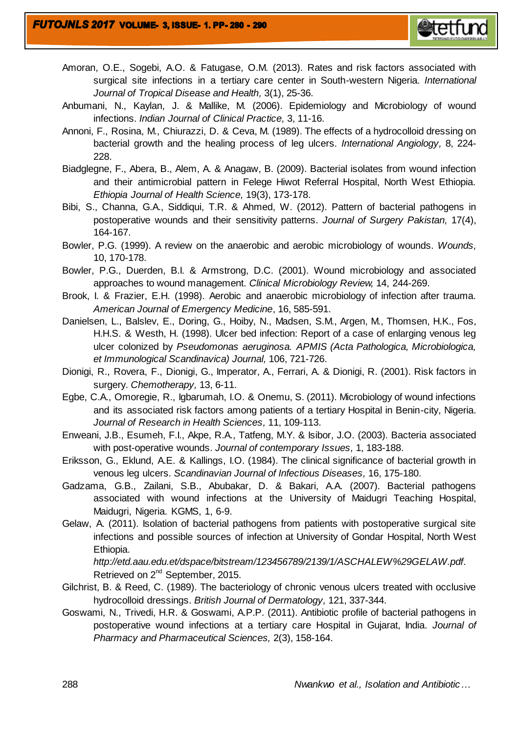Amoran, O.E., Sogebi, A.O. & Fatugase, O.M. (2013). Rates and risk factors associated with surgical site infections in a tertiary care center in South-western Nigeria. *International Journal of Tropical Disease and Health,* 3(1), 25-36.

Anbumani, N., Kaylan, J. & Mallike, M. (2006). Epidemiology and Microbiology of wound infections. *Indian Journal of Clinical Practice,* 3, 11-16.

Annoni, F., Rosina, M., Chiurazzi, D. & Ceva, M. (1989). The effects of a hydrocolloid dressing on bacterial growth and the healing process of leg ulcers. *International Angiology,* 8, 224-228.

Biadglegne, F., Abera, B., Alem, A. & Anagaw, B. (2009). Bacterial isolates from wound infection and their antimicrobial pattern in Felege Hiwot Referral Hospital, North West Ethiopia. *Ethiopia Journal of Health Science,* 19(3), 173-178.

Bibi, S., Channa, G.A., Siddiqui, T.R. & Ahmed, W. (2012). Pattern of bacterial pathogens in postoperative wounds and their sensitivity patterns. *Journal of Surgery Pakistan,* 17(4), 164-167.

Bowler, P.G. (1999). A review on the anaerobic and aerobic microbiology of wounds. *Wounds,* 10, 170-178.

Bowler, P.G., Duerden, B.I. & Armstrong, D.C. (2001). Wound microbiology and associated approaches to wound management. *Clinical Microbiology Review,* 14, 244-269.

Brook, I. & Frazier, E.H. (1998). Aerobic and anaerobic microbiology of infection after trauma. *American Journal of Emergency Medicine*, 16, 585-591.

Danielsen, L., Balslev, E., Doring, G., Hoiby, N., Madsen, S.M., Argen, M., Thomsen, H.K., Fos, H.H.S. & Westh, H. (1998). Ulcer bed infection: Report of a case of enlarging venous leg ulcer colonized by *Pseudomonas aeruginosa. APMIS (Acta Pathologica, Microbiologica, et Immunologica Scandinavica) Journal,* 106, 721-726.

Dionigi, R., Rovera, F., Dionigi, G., Imperator, A., Ferrari, A. & Dionigi, R. (2001). Risk factors in surgery. *Chemotherapy,* 13, 6-11.

Egbe, C.A., Omoregie, R., Igbarumah, I.O. & Onemu, S. (2011). Microbiology of wound infections and its associated risk factors among patients of a tertiary Hospital in Benin-city, Nigeria. *Journal of Research in Health Sciences,* 11, 109-113.

Enweani, J.B., Esumeh, F.I., Akpe, R.A., Tatfeng, M.Y. & Isibor, J.O. (2003). Bacteria associated with post-operative wounds. *Journal of contemporary Issues,* 1, 183-188.

Eriksson, G., Eklund, A.E. & Kallings, I.O. (1984). The clinical significance of bacterial growth in venous leg ulcers. *Scandinavian Journal of Infectious Diseases,* 16, 175-180.

Gadzama, G.B., Zailani, S.B., Abubakar, D. & Bakari, A.A. (2007). Bacterial pathogens associated with wound infections at the University of Maidugri Teaching Hospital, Maidugri, Nigeria. KGMS, 1, 6-9.

Gelaw, A. (2011). Isolation of bacterial pathogens from patients with postoperative surgical site infections and possible sources of infection at University of Gondar Hospital, North West Ethiopia. *http://etd.aau.edu.et/dspace/bitstream/123456789/2139/1/ASCHALEW%29GELAW.pdf*. Retrieved on 2nd September, 2015.

Gilchrist, B. & Reed, C. (1989). The bacteriology of chronic venous ulcers treated with occlusive hydrocolloid dressings. *British Journal of Dermatology,* 121, 337-344.

Goswami, N., Trivedi, H.R. & Goswami, A.P.P. (2011). Antibiotic profile of bacterial pathogens in postoperative wound infections at a tertiary care Hospital in Gujarat, India. *Journal of Pharmacy and Pharmaceutical Sciences,* 2(3), 158-164.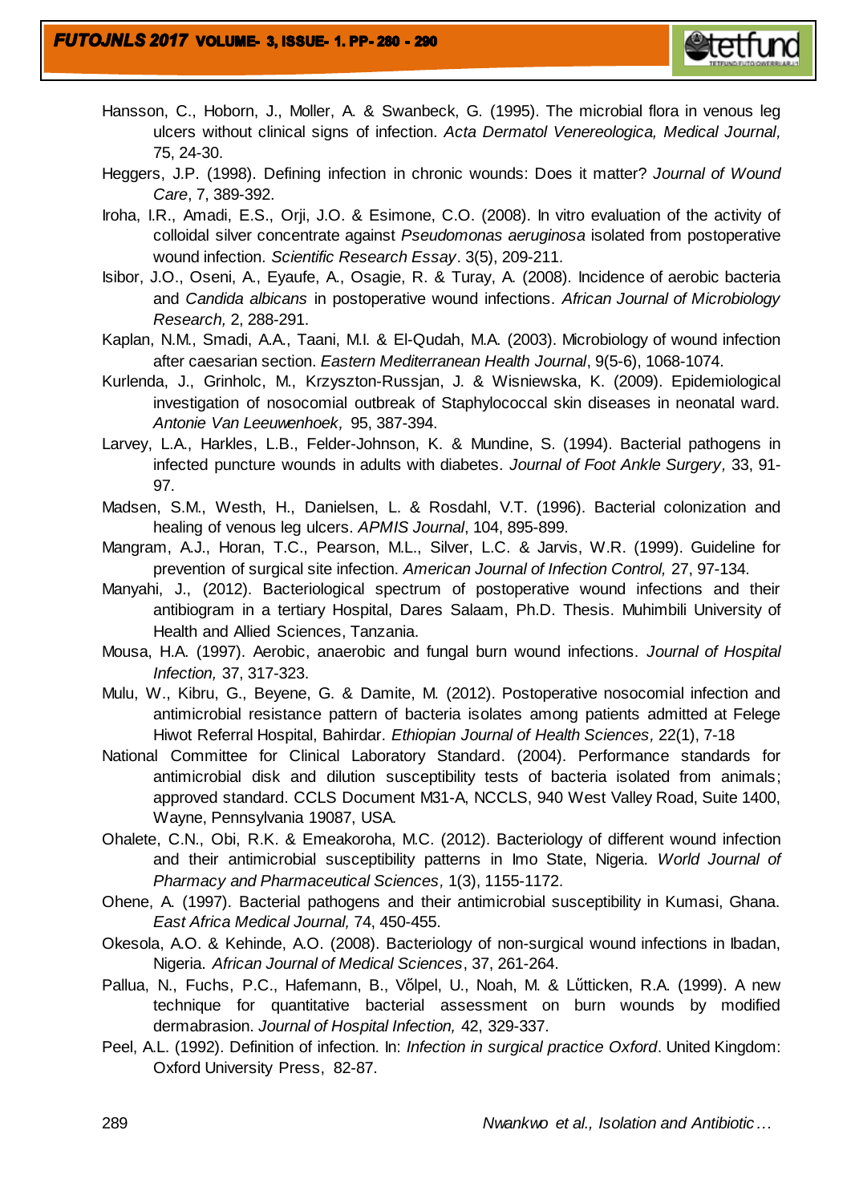Hansson, C., Hoborn, J., Moller, A. & Swanbeck, G. (1995). The microbial flora in venous leg ulcers without clinical signs of infection. *Acta Dermatol Venereologica, Medical Journal,* 75, 24-30.

Heggers, J.P. (1998). Defining infection in chronic wounds: Does it matter? *Journal of Wound Care*, 7, 389-392.

Iroha, I.R., Amadi, E.S., Orji, J.O. & Esimone, C.O. (2008). In vitro evaluation of the activity of colloidal silver concentrate against *Pseudomonas aeruginosa* isolated from postoperative wound infection. *Scientific Research Essay*. 3(5), 209-211.

Isibor, J.O., Oseni, A., Eyaufe, A., Osagie, R. & Turay, A. (2008). Incidence of aerobic bacteria and *Candida albicans* in postoperative wound infections. *African Journal of Microbiology Research,* 2, 288-291.

Kaplan, N.M., Smadi, A.A., Taani, M.I. & El-Qudah, M.A. (2003). Microbiology of wound infection after caesarian section. *Eastern Mediterranean Health Journal*, 9(5-6), 1068-1074.

Kurlenda, J., Grinholc, M., Krzyszton-Russjan, J. & Wisniewska, K. (2009). Epidemiological investigation of nosocomial outbreak of Staphylococcal skin diseases in neonatal ward. *Antonie Van Leeuwenhoek,* 95, 387-394.

Larvey, L.A., Harkles, L.B., Felder-Johnson, K. & Mundine, S. (1994). Bacterial pathogens in infected puncture wounds in adults with diabetes. *Journal of Foot Ankle Surgery,* 33, 91-97.

Madsen, S.M., Westh, H., Danielsen, L. & Rosdahl, V.T. (1996). Bacterial colonization and healing of venous leg ulcers. *APMIS Journal*, 104, 895-899.

Mangram, A.J., Horan, T.C., Pearson, M.L., Silver, L.C. & Jarvis, W.R. (1999). Guideline for prevention of surgical site infection. *American Journal of Infection Control,* 27, 97-134.

Manyahi, J., (2012). Bacteriological spectrum of postoperative wound infections and their antibiogram in a tertiary Hospital, Dares Salaam, Ph.D. Thesis. Muhimbili University of Health and Allied Sciences, Tanzania.

Mousa, H.A. (1997). Aerobic, anaerobic and fungal burn wound infections. *Journal of Hospital Infection,* 37, 317-323.

Mulu, W., Kibru, G., Beyene, G. & Damite, M. (2012). Postoperative nosocomial infection and antimicrobial resistance pattern of bacteria isolates among patients admitted at Felege Hiwot Referral Hospital, Bahirdar. *Ethiopian Journal of Health Sciences,* 22(1), 7-18

National Committee for Clinical Laboratory Standard. (2004). Performance standards for antimicrobial disk and dilution susceptibility tests of bacteria isolated from animals; approved standard. CCLS Document M31-A, NCCLS, 940 West Valley Road, Suite 1400, Wayne, Pennsylvania 19087, USA.

Ohalete, C.N., Obi, R.K. & Emeakoroha, M.C. (2012). Bacteriology of different wound infection and their antimicrobial susceptibility patterns in Imo State, Nigeria. *World Journal of Pharmacy and Pharmaceutical Sciences*, 1(3), 1155-1172.

Ohene, A. (1997). Bacterial pathogens and their antimicrobial susceptibility in Kumasi, Ghana. *East Africa Medical Journal,* 74, 450-455.

Okesola, A.O. & Kehinde, A.O. (2008). Bacteriology of non-surgical wound infections in Ibadan, Nigeria. *African Journal of Medical Sciences*, 37, 261-264.

Pallua, N., Fuchs, P.C., Hafemann, B., Vőlpel, U., Noah, M. & Lűtticken, R.A. (1999). A new technique for quantitative bacterial assessment on burn wounds by modified dermabrasion. *Journal of Hospital Infection,* 42, 329-337.

Peel, A.L. (1992). Definition of infection. In: *Infection in surgical practice Oxford*. United Kingdom: Oxford University Press, 82-87.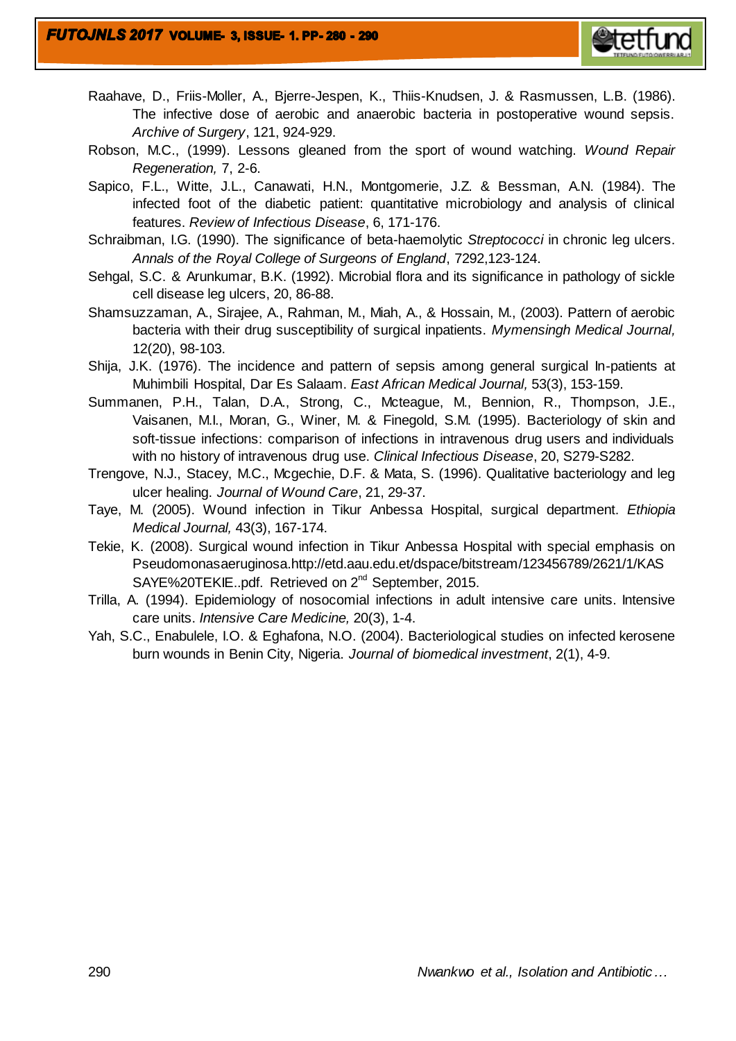Raahave, D., Friis-Moller, A., Bjerre-Jespen, K., Thiis-Knudsen, J. & Rasmussen, L.B. (1986). The infective dose of aerobic and anaerobic bacteria in postoperative wound sepsis. *Archive of Surgery*, 121, 924-929.

Robson, M.C., (1999). Lessons gleaned from the sport of wound watching. *Wound Repair Regeneration,* 7, 2-6.

Sapico, F.L., Witte, J.L., Canawati, H.N., Montgomerie, J.Z. & Bessman, A.N. (1984). The infected foot of the diabetic patient: quantitative microbiology and analysis of clinical features. *Review of Infectious Disease*, 6, 171-176.

Schraibman, I.G. (1990). The significance of beta-haemolytic *Streptococci* in chronic leg ulcers. *Annals of the Royal College of Surgeons of England*, 7292,123-124.

Sehgal, S.C. & Arunkumar, B.K. (1992). Microbial flora and its significance in pathology of sickle cell disease leg ulcers, 20, 86-88.

Shamsuzzaman, A., Sirajee, A., Rahman, M., Miah, A., & Hossain, M., (2003). Pattern of aerobic bacteria with their drug susceptibility of surgical inpatients. *Mymensingh Medical Journal,* 12(20), 98-103.

Shija, J.K. (1976). The incidence and pattern of sepsis among general surgical In-patients at Muhimbili Hospital, Dar Es Salaam. *East African Medical Journal,* 53(3), 153-159.

Summanen, P.H., Talan, D.A., Strong, C., Mcteague, M., Bennion, R., Thompson, J.E., Vaisanen, M.I., Moran, G., Winer, M. & Finegold, S.M. (1995). Bacteriology of skin and soft-tissue infections: comparison of infections in intravenous drug users and individuals with no history of intravenous drug use. *Clinical Infectious Disease*, 20, S279-S282.

Trengove, N.J., Stacey, M.C., Mcgechie, D.F. & Mata, S. (1996). Qualitative bacteriology and leg ulcer healing. *Journal of Wound Care*, 21, 29-37.

Taye, M. (2005). Wound infection in Tikur Anbessa Hospital, surgical department. *Ethiopia Medical Journal,* 43(3), 167-174.

Tekie, K. (2008). Surgical wound infection in Tikur Anbessa Hospital with special emphasis on Pseudomonasaeruginosa.http://etd.aau.edu.et/dspace/bitstream/123456789/2621/1/KASSAYE%20TEKIE..pdf. Retrieved on 2nd September, 2015.

Trilla, A. (1994). Epidemiology of nosocomial infections in adult intensive care units. Intensive care units. *Intensive Care Medicine,* 20(3), 1-4.

Yah, S.C., Enabulele, I.O. & Eghafona, N.O. (2004). Bacteriological studies on infected kerosene burn wounds in Benin City, Nigeria. *Journal of biomedical investment*, 2(1), 4-9.